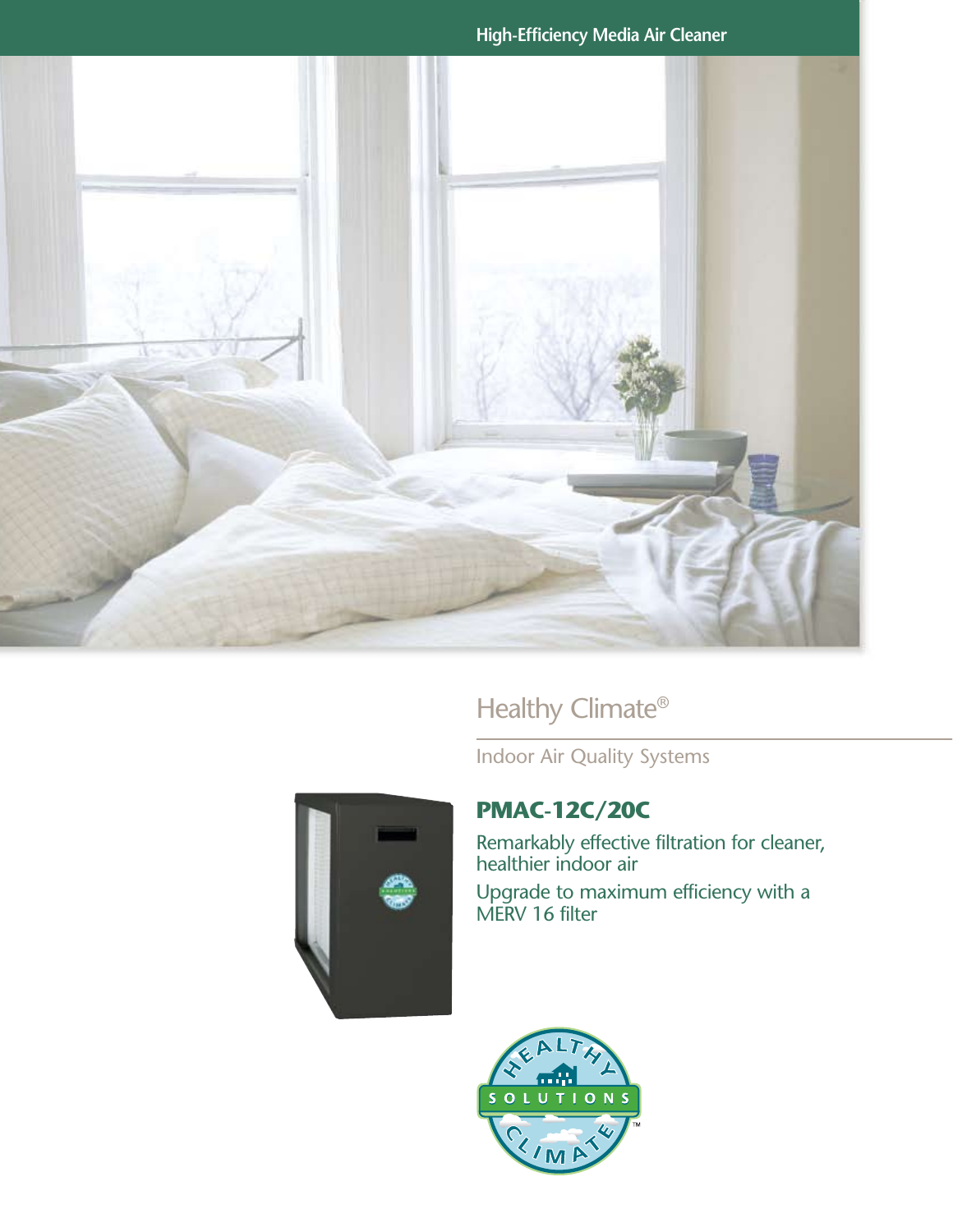High-Efficiency Media Air Cleaner

# Healthy Climate®

Indoor Air Quality Systems

## PMAC-12C/20C

Remarkably effective filtration for cleaner, healthier indoor air

Upgrade to maximum efficiency with a MERV 16 filter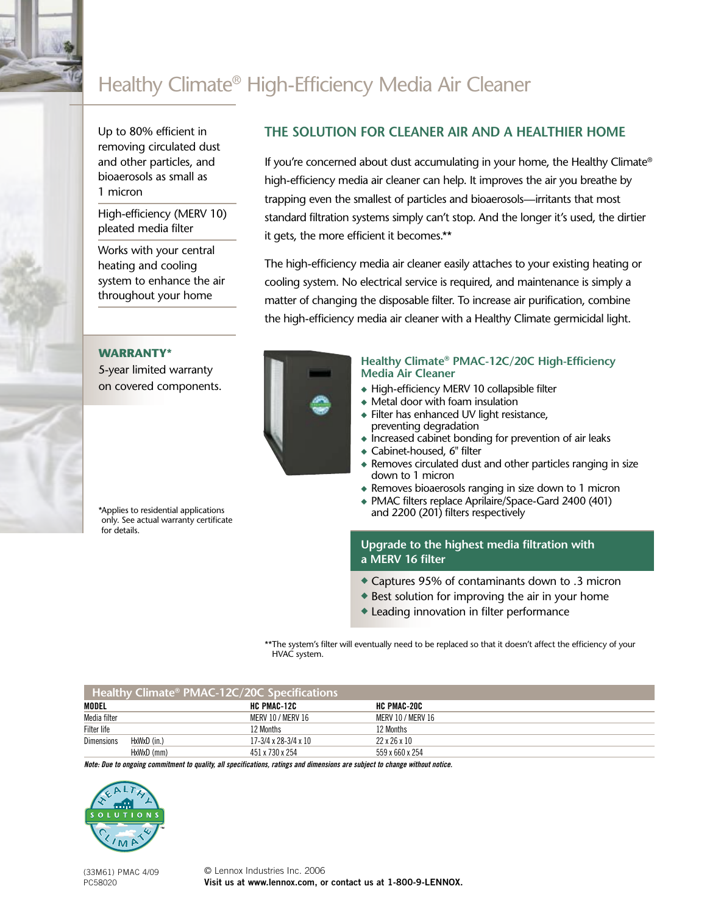# Healthy Climate® High-Efficiency Media Air Cleaner

Up to 80% efficient in removing circulated dust and other particles, and bioaerosols as small as 1 micron

High-efficiency (MERV 10) pleated media filter

Works with your central heating and cooling system to enhance the air throughout your home

**WARRANTY***

5-year limited warranty on covered components.

*Applies to residential applications only. See actual warranty certificate for details.

## THE SOLUTION FOR CLEANER AIR AND A HEALTHIER HOME

If you're concerned about dust accumulating in your home, the Healthy Climate® high-efficiency media air cleaner can help. It improves the air you breathe by trapping even the smallest of particles and bioaerosols—irritants that most standard filtration systems simply can't stop. And the longer it's used, the dirtier it gets, the more efficient it becomes.**

The high-efficiency media air cleaner easily attaches to your existing heating or cooling system. No electrical service is required, and maintenance is simply a matter of changing the disposable filter. To increase air purification, combine the high-efficiency media air cleaner with a Healthy Climate germicidal light.

### Healthy Climate® PMAC-12C/20C High-Efficiency Media Air Cleaner

- High-efficiency MERV 10 collapsible filter
- Metal door with foam insulation
- Filter has enhanced UV light resistance, preventing degradation
- Increased cabinet bonding for prevention of air leaks
- Cabinet-housed, 6" filter
- Removes circulated dust and other particles ranging in size down to 1 micron
- Removes bioaerosols ranging in size down to 1 micron
- PMAC filters replace Aprilaire/Space-Gard 2400 (401) and 2200 (201) filters respectively

### Upgrade to the highest media filtration with a MERV 16 filter

- Captures 95% of contaminants down to .3 micron
- Best solution for improving the air in your home
- Leading innovation in filter performance

**The system's filter will eventually need to be replaced so that it doesn't affect the efficiency of your HVAC system.

### Healthy Climate® PMAC-12C/20C Specifications

| MODEL | | HC PMAC-12C | HC PMAC-20C |
|---|---|---|---|
| Media filter | | MERV 10 / MERV 16 | MERV 10 / MERV 16 |
| Filter life | | 12 Months | 12 Months |
| Dimensions | HxWxD (in.) | 17-3/4 x 28-3/4 x 10 | 22 x 26 x 10 |
| | HxWxD (mm) | 451 x 730 x 254 | 559 x 660 x 254 |

*Note: Due to ongoing commitment to quality, all specifications, ratings and dimensions are subject to change without notice.*

HEALTHY SOLUTIONS CLIMATE™

(33M61) PMAC 4/09
PC58020

© Lennox Industries Inc. 2006
**Visit us at www.lennox.com, or contact us at 1-800-9-LENNOX.**